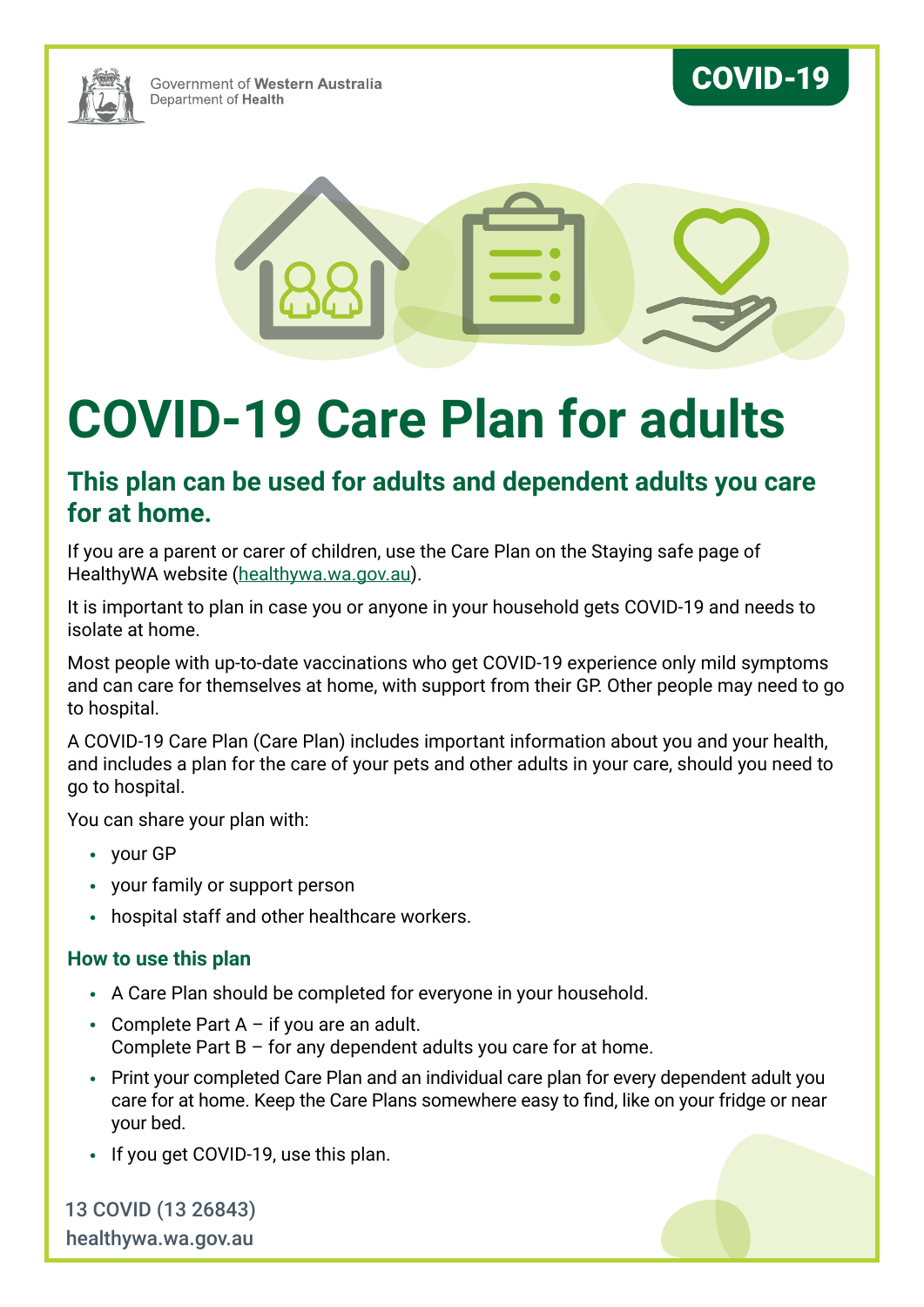Government of **Western Australia**
Department of **Health**

**COVID-19**

# COVID-19 Care Plan for adults

## This plan can be used for adults and dependent adults you care for at home.

If you are a parent or carer of children, use the Care Plan on the Staying safe page of HealthyWA website (healthywa.wa.gov.au).

It is important to plan in case you or anyone in your household gets COVID-19 and needs to isolate at home.

Most people with up-to-date vaccinations who get COVID-19 experience only mild symptoms and can care for themselves at home, with support from their GP. Other people may need to go to hospital.

A COVID-19 Care Plan (Care Plan) includes important information about you and your health, and includes a plan for the care of your pets and other adults in your care, should you need to go to hospital.

You can share your plan with:

- your GP
- your family or support person
- hospital staff and other healthcare workers.

### How to use this plan

- A Care Plan should be completed for everyone in your household.
- Complete Part A – if you are an adult.
  Complete Part B – for any dependent adults you care for at home.
- Print your completed Care Plan and an individual care plan for every dependent adult you care for at home. Keep the Care Plans somewhere easy to find, like on your fridge or near your bed.
- If you get COVID-19, use this plan.

13 COVID (13 26843)
healthywa.wa.gov.au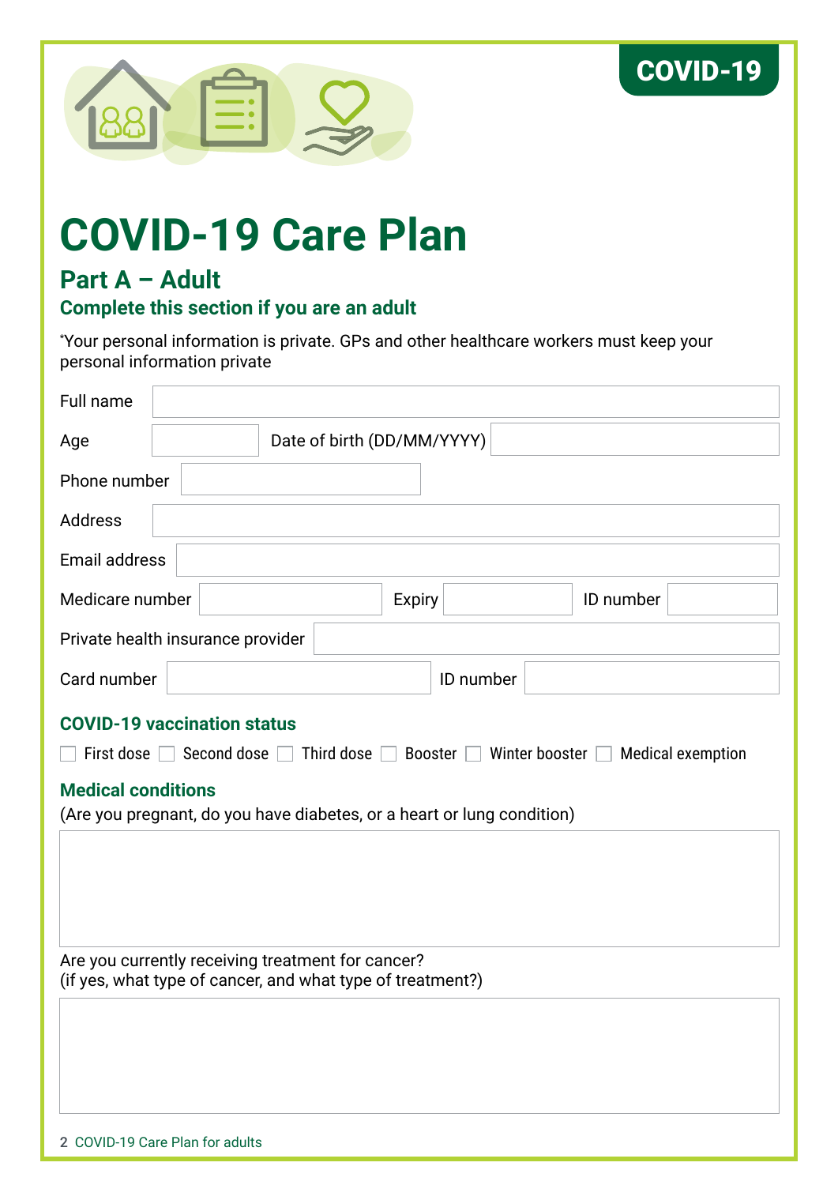COVID-19

# COVID-19 Care Plan

## Part A – Adult

### Complete this section if you are an adult

*Your personal information is private. GPs and other healthcare workers must keep your personal information private

Full name

Age &nbsp;&nbsp;&nbsp;&nbsp; Date of birth (DD/MM/YYYY)

Phone number

Address

Email address

Medicare number &nbsp;&nbsp;&nbsp;&nbsp; Expiry &nbsp;&nbsp;&nbsp;&nbsp; ID number

Private health insurance provider

Card number &nbsp;&nbsp;&nbsp;&nbsp; ID number

### COVID-19 vaccination status

☐ First dose ☐ Second dose ☐ Third dose ☐ Booster ☐ Winter booster ☐ Medical exemption

### Medical conditions

(Are you pregnant, do you have diabetes, or a heart or lung condition)

Are you currently receiving treatment for cancer?
(if yes, what type of cancer, and what type of treatment?)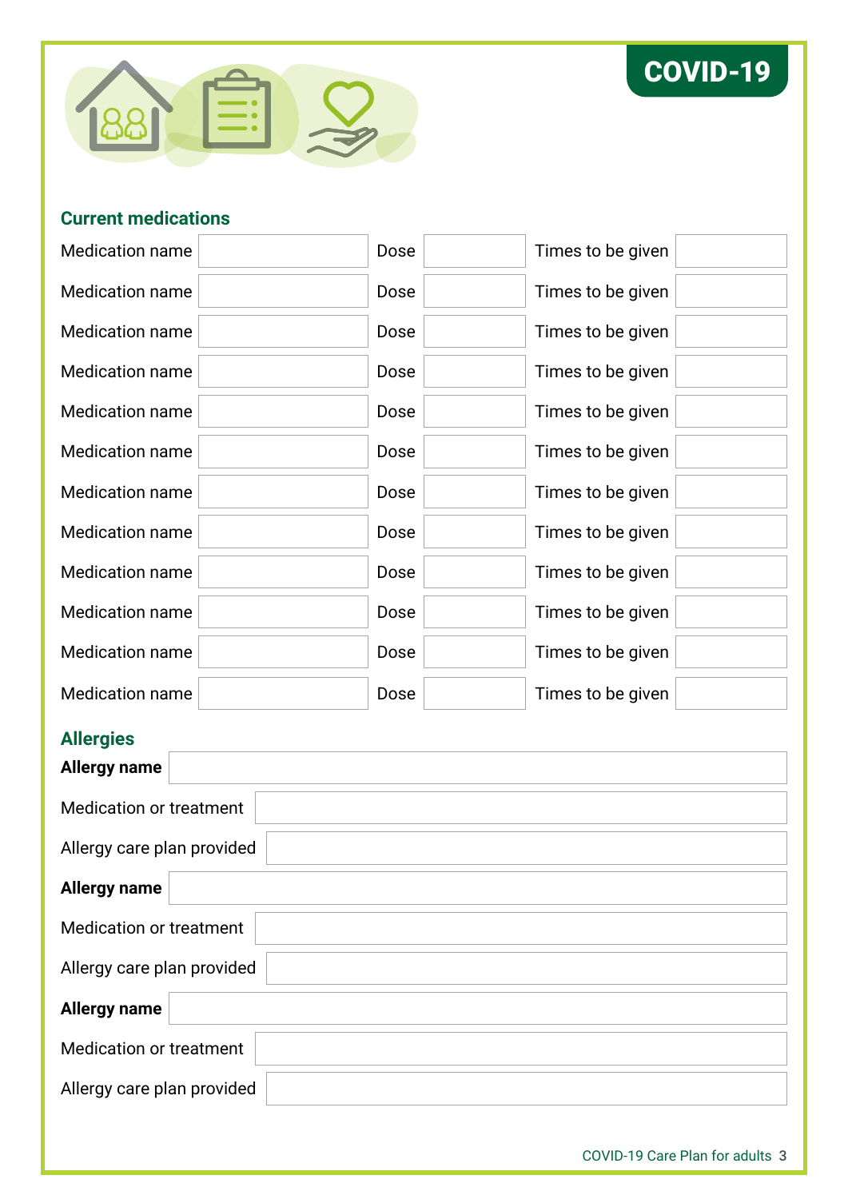COVID-19

## Current medications

| Medication name | | Dose | | Times to be given | |
|---|---|---|---|---|---|
| Medication name | | Dose | | Times to be given | |
| Medication name | | Dose | | Times to be given | |
| Medication name | | Dose | | Times to be given | |
| Medication name | | Dose | | Times to be given | |
| Medication name | | Dose | | Times to be given | |
| Medication name | | Dose | | Times to be given | |
| Medication name | | Dose | | Times to be given | |
| Medication name | | Dose | | Times to be given | |
| Medication name | | Dose | | Times to be given | |
| Medication name | | Dose | | Times to be given | |
| Medication name | | Dose | | Times to be given | |

## Allergies

| **Allergy name** | |
|---|---|
| Medication or treatment | |
| Allergy care plan provided | |
| **Allergy name** | |
| Medication or treatment | |
| Allergy care plan provided | |
| **Allergy name** | |
| Medication or treatment | |
| Allergy care plan provided | |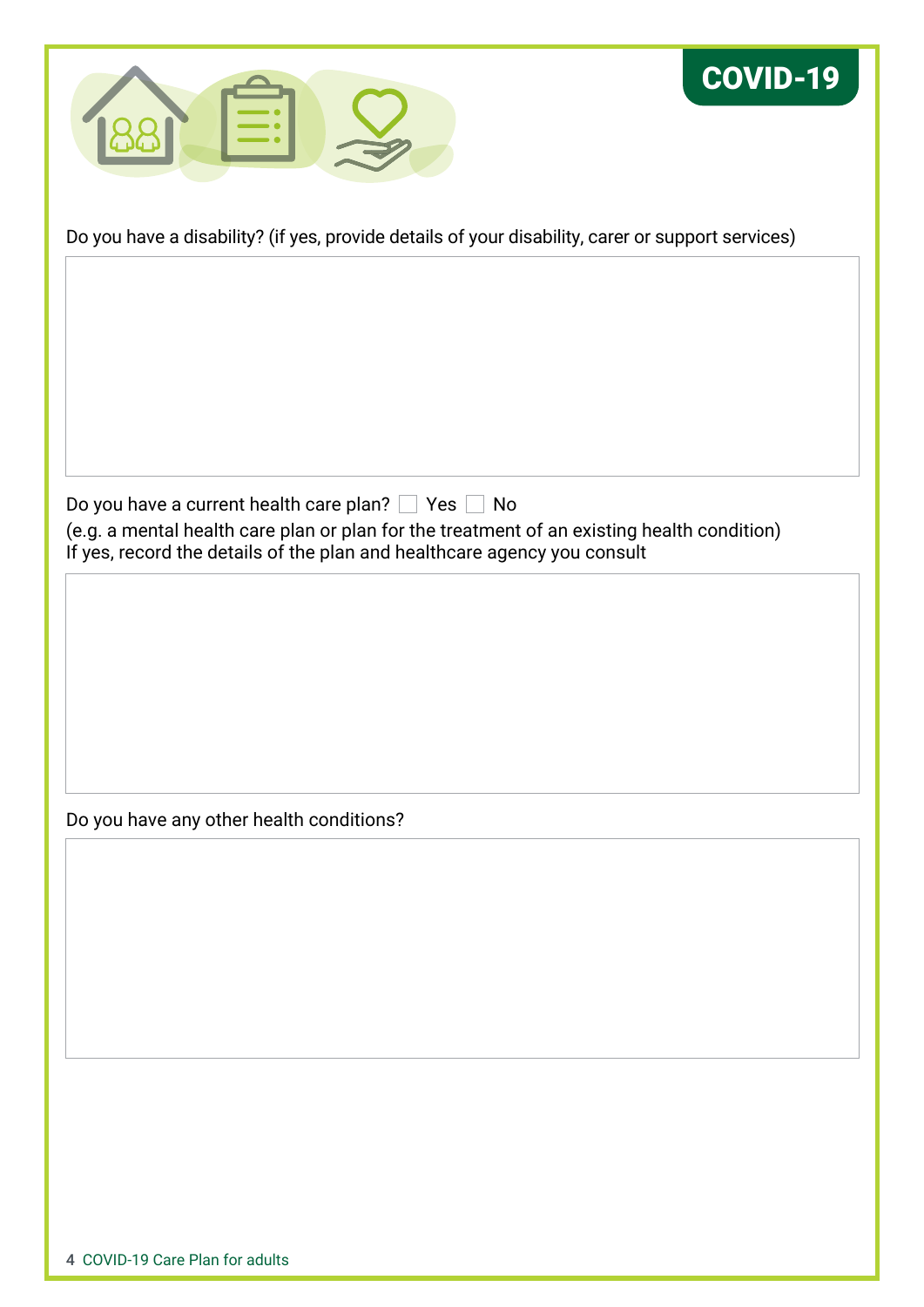Do you have a disability? (if yes, provide details of your disability, carer or support services)

Do you have a current health care plan? ☐ Yes ☐ No

(e.g. a mental health care plan or plan for the treatment of an existing health condition)
If yes, record the details of the plan and healthcare agency you consult

Do you have any other health conditions?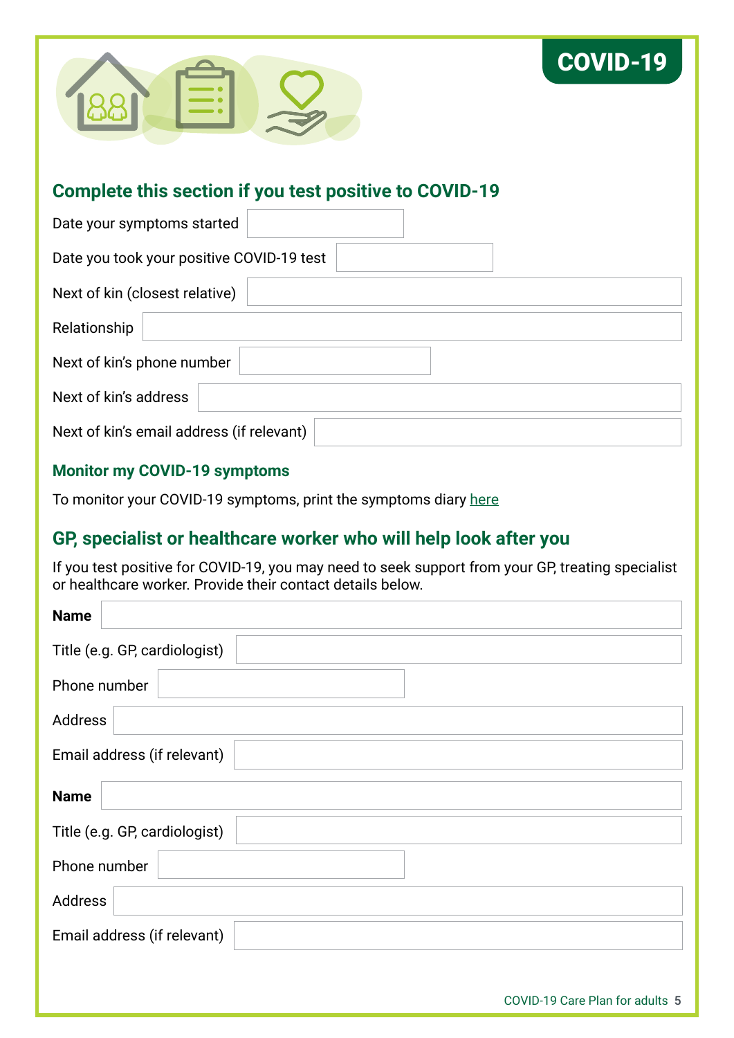COVID-19

## Complete this section if you test positive to COVID-19

| | |
|---|---|
| Date your symptoms started | |
| Date you took your positive COVID-19 test | |
| Next of kin (closest relative) | |
| Relationship | |
| Next of kin's phone number | |
| Next of kin's address | |
| Next of kin's email address (if relevant) | |

### Monitor my COVID-19 symptoms

To monitor your COVID-19 symptoms, print the symptoms diary here

## GP, specialist or healthcare worker who will help look after you

If you test positive for COVID-19, you may need to seek support from your GP, treating specialist or healthcare worker. Provide their contact details below.

| | |
|---|---|
| **Name** | |
| Title (e.g. GP, cardiologist) | |
| Phone number | |
| Address | |
| Email address (if relevant) | |

| | |
|---|---|
| **Name** | |
| Title (e.g. GP, cardiologist) | |
| Phone number | |
| Address | |
| Email address (if relevant) | |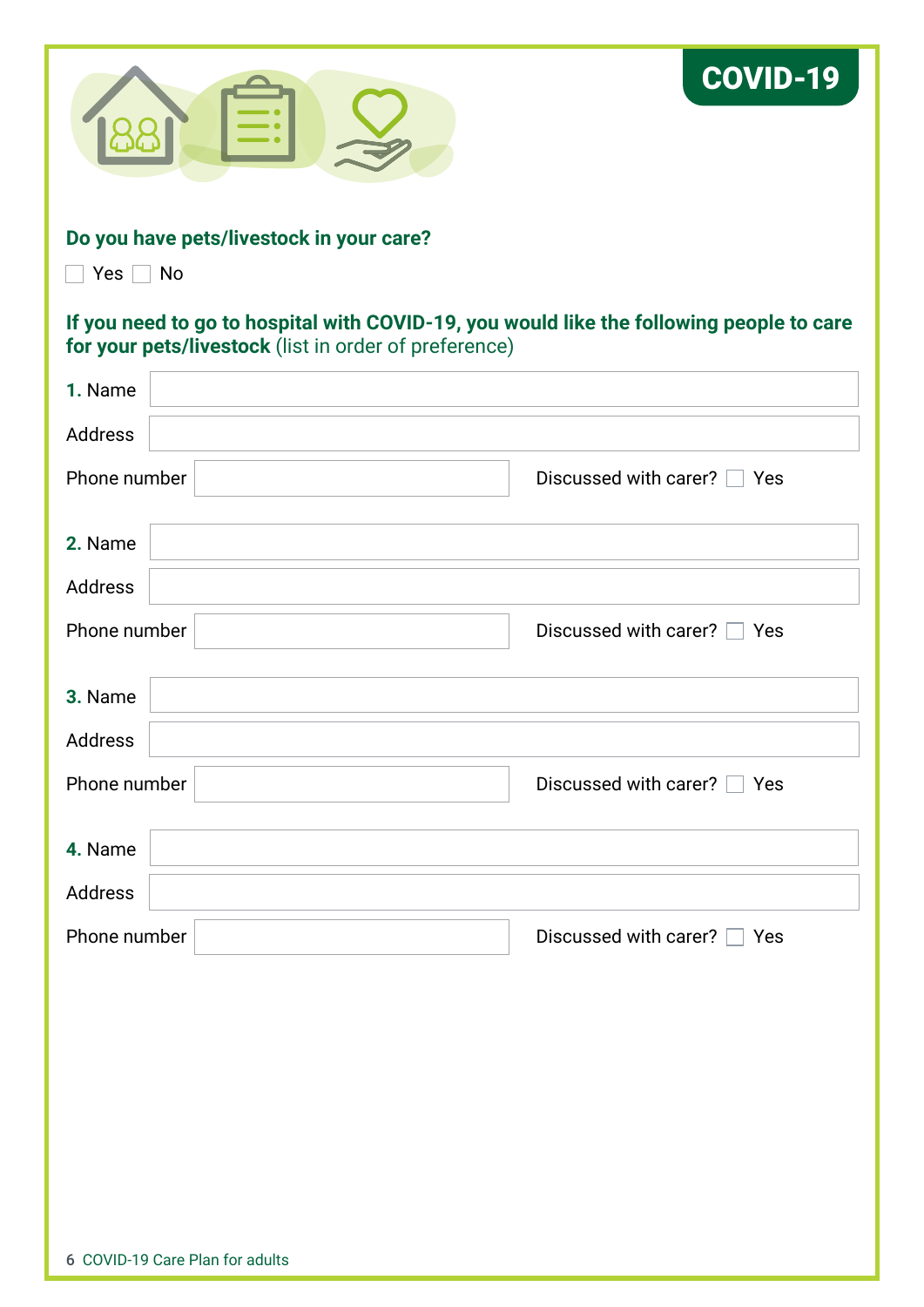COVID-19

**Do you have pets/livestock in your care?**

☐ Yes ☐ No

**If you need to go to hospital with COVID-19, you would like the following people to care for your pets/livestock** (list in order of preference)

**1.** Name

Address

Phone number

Discussed with carer? ☐ Yes

**2.** Name

Address

Phone number

Discussed with carer? ☐ Yes

**3.** Name

Address

Phone number

Discussed with carer? ☐ Yes

**4.** Name

Address

Phone number

Discussed with carer? ☐ Yes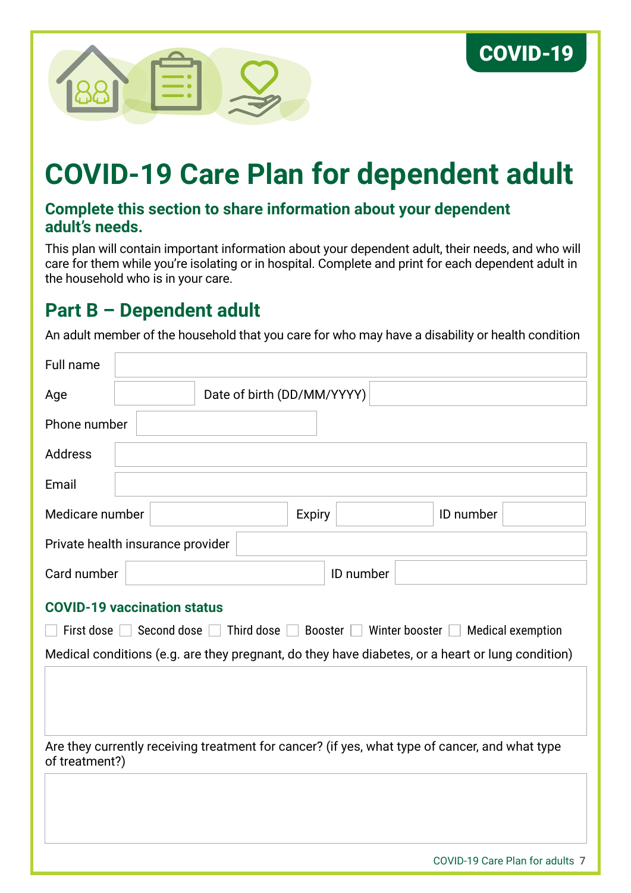COVID-19

# COVID-19 Care Plan for dependent adult

### Complete this section to share information about your dependent adult's needs.

This plan will contain important information about your dependent adult, their needs, and who will care for them while you're isolating or in hospital. Complete and print for each dependent adult in the household who is in your care.

## Part B – Dependent adult

An adult member of the household that you care for who may have a disability or health condition

Full name

Age | Date of birth (DD/MM/YYYY)

Phone number

Address

Email

Medicare number | Expiry | ID number

Private health insurance provider

Card number | ID number

### COVID-19 vaccination status

☐ First dose ☐ Second dose ☐ Third dose ☐ Booster ☐ Winter booster ☐ Medical exemption

Medical conditions (e.g. are they pregnant, do they have diabetes, or a heart or lung condition)

Are they currently receiving treatment for cancer? (if yes, what type of cancer, and what type of treatment?)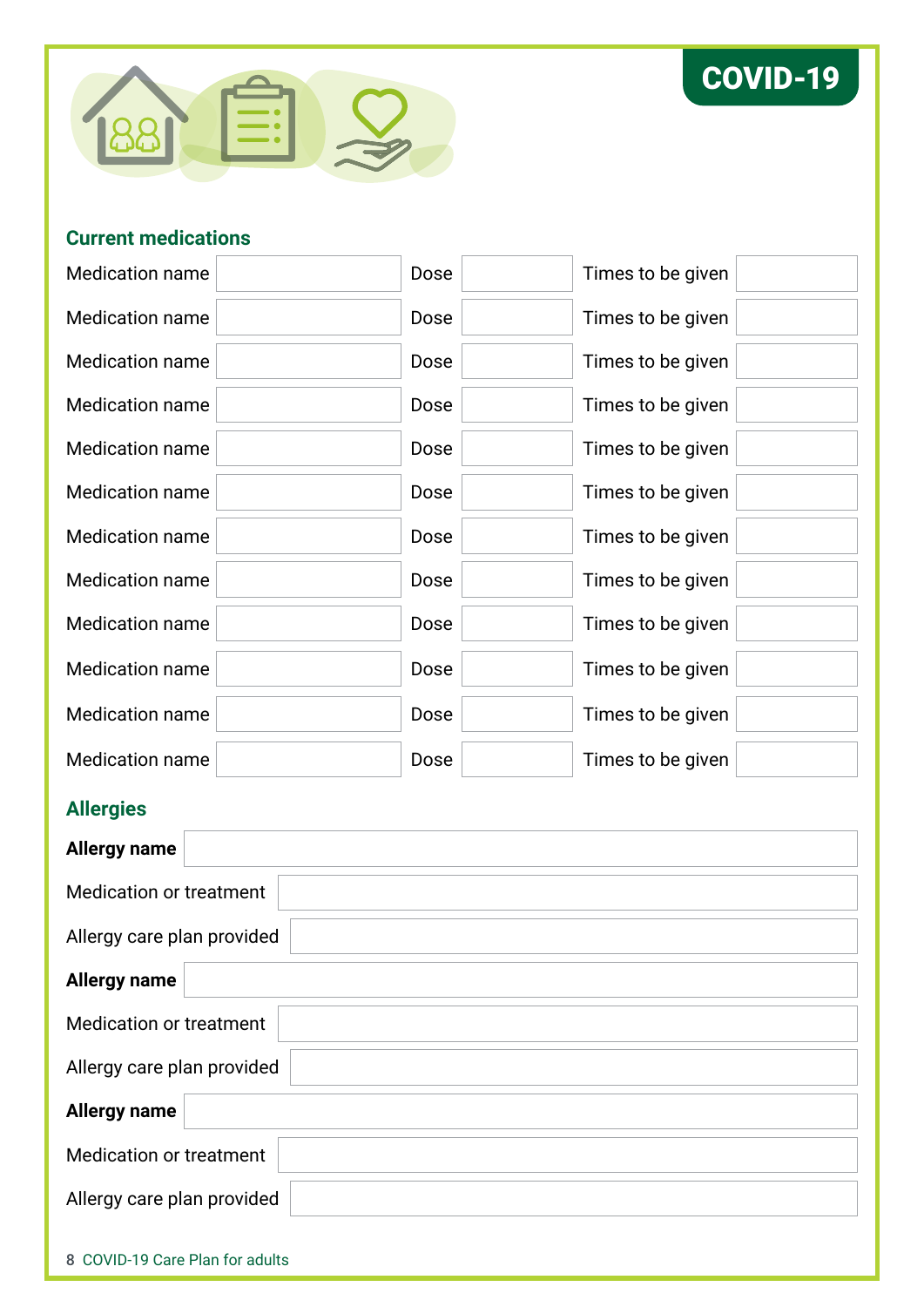COVID-19

## Current medications

| Medication name | | Dose | | Times to be given | |
|---|---|---|---|---|---|
| Medication name | | Dose | | Times to be given | |
| Medication name | | Dose | | Times to be given | |
| Medication name | | Dose | | Times to be given | |
| Medication name | | Dose | | Times to be given | |
| Medication name | | Dose | | Times to be given | |
| Medication name | | Dose | | Times to be given | |
| Medication name | | Dose | | Times to be given | |
| Medication name | | Dose | | Times to be given | |
| Medication name | | Dose | | Times to be given | |
| Medication name | | Dose | | Times to be given | |
| Medication name | | Dose | | Times to be given | |
| Medication name | | Dose | | Times to be given | |

## Allergies

| **Allergy name** | |
|---|---|
| Medication or treatment | |
| Allergy care plan provided | |
| **Allergy name** | |
| Medication or treatment | |
| Allergy care plan provided | |
| **Allergy name** | |
| Medication or treatment | |
| Allergy care plan provided | |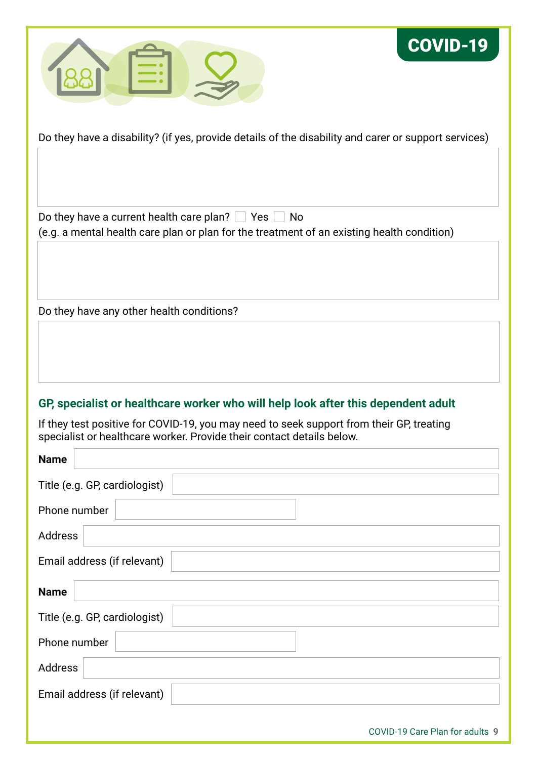Do they have a disability? (if yes, provide details of the disability and carer or support services)

Do they have a current health care plan? ☐ Yes ☐ No
(e.g. a mental health care plan or plan for the treatment of an existing health condition)

Do they have any other health conditions?

## GP, specialist or healthcare worker who will help look after this dependent adult

If they test positive for COVID-19, you may need to seek support from their GP, treating specialist or healthcare worker. Provide their contact details below.

**Name**

Title (e.g. GP, cardiologist)

Phone number

Address

Email address (if relevant)

**Name**

Title (e.g. GP, cardiologist)

Phone number

Address

Email address (if relevant)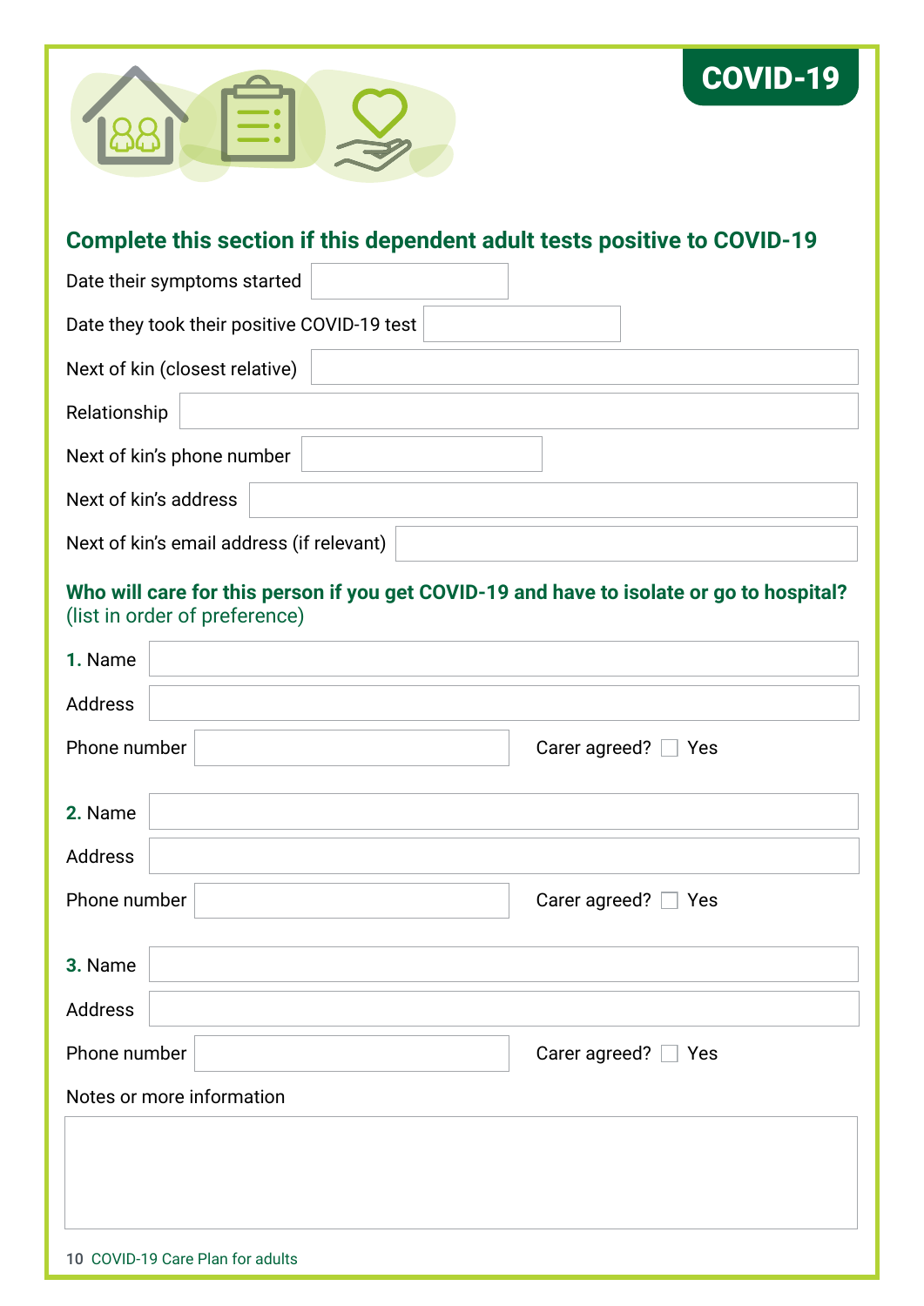COVID-19

## Complete this section if this dependent adult tests positive to COVID-19

Date their symptoms started

Date they took their positive COVID-19 test

Next of kin (closest relative)

Relationship

Next of kin's phone number

Next of kin's address

Next of kin's email address (if relevant)

## Who will care for this person if you get COVID-19 and have to isolate or go to hospital?
(list in order of preference)

**1.** Name

Address

Phone number

Carer agreed? ☐ Yes

**2.** Name

Address

Phone number

Carer agreed? ☐ Yes

**3.** Name

Address

Phone number

Carer agreed? ☐ Yes

Notes or more information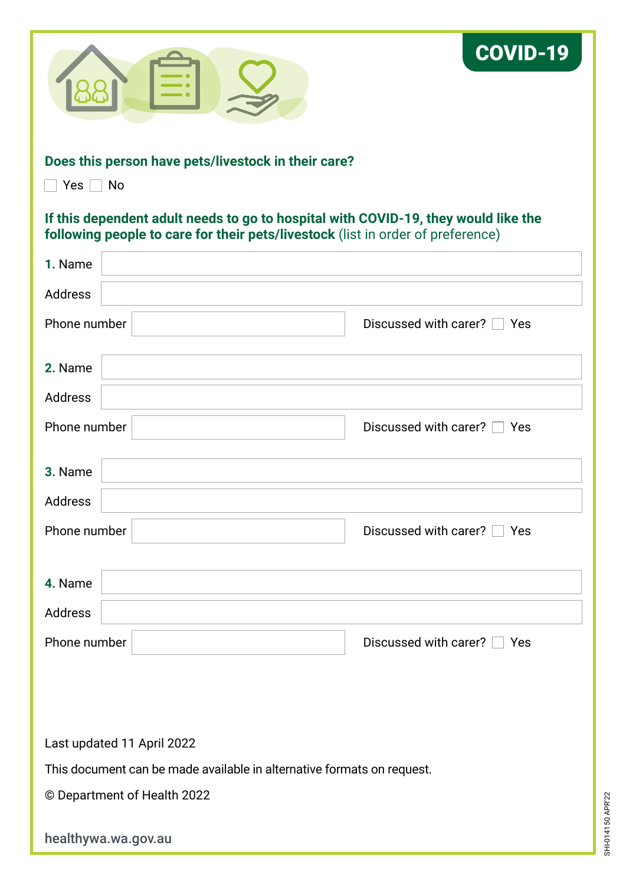COVID-19

**Does this person have pets/livestock in their care?**

☐ Yes ☐ No

**If this dependent adult needs to go to hospital with COVID-19, they would like the following people to care for their pets/livestock** (list in order of preference)

**1.** Name

Address

Phone number — Discussed with carer? ☐ Yes

**2.** Name

Address

Phone number — Discussed with carer? ☐ Yes

**3.** Name

Address

Phone number — Discussed with carer? ☐ Yes

**4.** Name

Address

Phone number — Discussed with carer? ☐ Yes

Last updated 11 April 2022

This document can be made available in alternative formats on request.

© Department of Health 2022

healthywa.wa.gov.au

SH-014150 APR'22